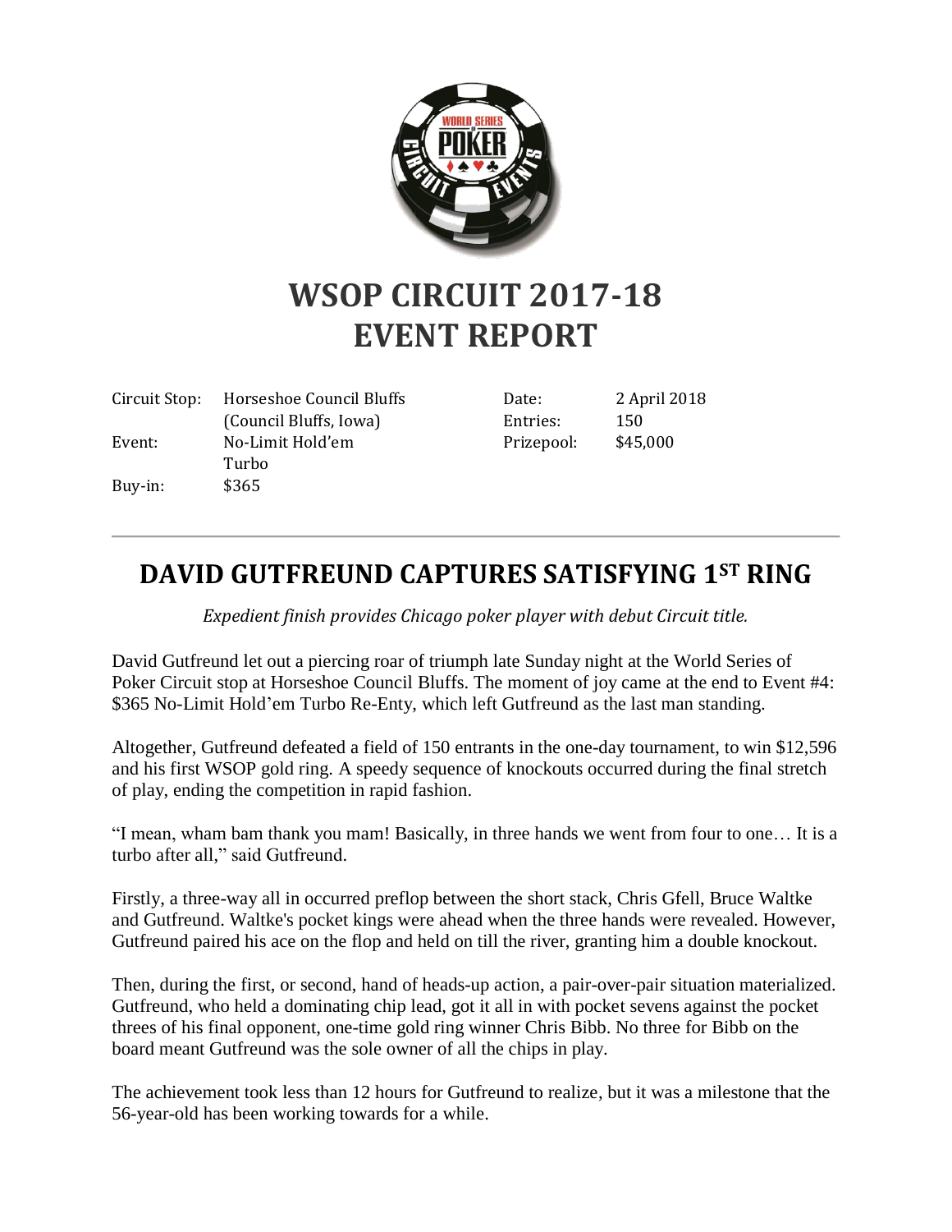# WSOP CIRCUIT 2017-18
# EVENT REPORT

| | | | |
|---|---|---|---|
| Circuit Stop: | Horseshoe Council Bluffs (Council Bluffs, Iowa) | Date: | 2 April 2018 |
| Event: | No-Limit Hold'em Turbo | Entries: | 150 |
| Buy-in: | $365 | Prizepool: | $45,000 |

---

## DAVID GUTFREUND CAPTURES SATISFYING 1ST RING

*Expedient finish provides Chicago poker player with debut Circuit title.*

David Gutfreund let out a piercing roar of triumph late Sunday night at the World Series of Poker Circuit stop at Horseshoe Council Bluffs. The moment of joy came at the end to Event #4: $365 No-Limit Hold'em Turbo Re-Enty, which left Gutfreund as the last man standing.

Altogether, Gutfreund defeated a field of 150 entrants in the one-day tournament, to win $12,596 and his first WSOP gold ring. A speedy sequence of knockouts occurred during the final stretch of play, ending the competition in rapid fashion.

"I mean, wham bam thank you mam! Basically, in three hands we went from four to one… It is a turbo after all," said Gutfreund.

Firstly, a three-way all in occurred preflop between the short stack, Chris Gfell, Bruce Waltke and Gutfreund. Waltke's pocket kings were ahead when the three hands were revealed. However, Gutfreund paired his ace on the flop and held on till the river, granting him a double knockout.

Then, during the first, or second, hand of heads-up action, a pair-over-pair situation materialized. Gutfreund, who held a dominating chip lead, got it all in with pocket sevens against the pocket threes of his final opponent, one-time gold ring winner Chris Bibb. No three for Bibb on the board meant Gutfreund was the sole owner of all the chips in play.

The achievement took less than 12 hours for Gutfreund to realize, but it was a milestone that the 56-year-old has been working towards for a while.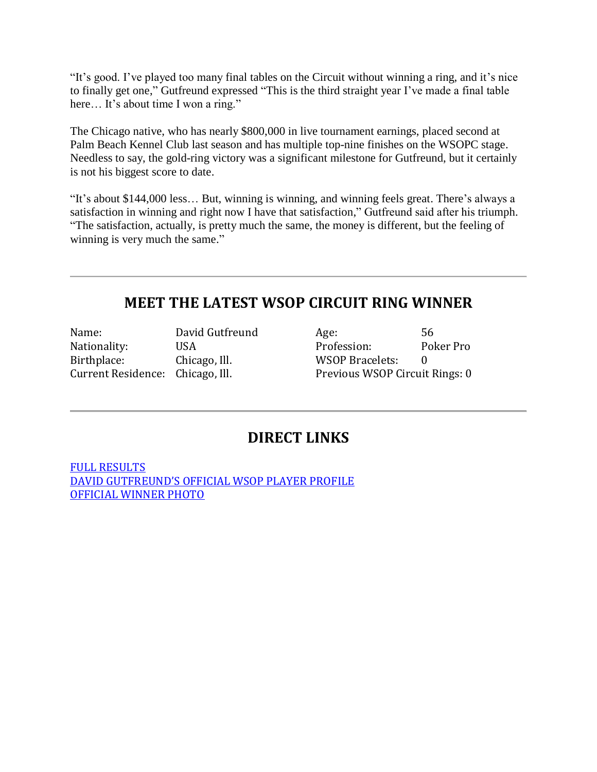"It's good. I've played too many final tables on the Circuit without winning a ring, and it's nice to finally get one," Gutfreund expressed "This is the third straight year I've made a final table here… It's about time I won a ring."

The Chicago native, who has nearly $800,000 in live tournament earnings, placed second at Palm Beach Kennel Club last season and has multiple top-nine finishes on the WSOPC stage. Needless to say, the gold-ring victory was a significant milestone for Gutfreund, but it certainly is not his biggest score to date.

"It's about $144,000 less… But, winning is winning, and winning feels great. There's always a satisfaction in winning and right now I have that satisfaction," Gutfreund said after his triumph. "The satisfaction, actually, is pretty much the same, the money is different, but the feeling of winning is very much the same."

---

## MEET THE LATEST WSOP CIRCUIT RING WINNER

| | | | |
|---|---|---|---|
| Name: | David Gutfreund | Age: | 56 |
| Nationality: | USA | Profession: | Poker Pro |
| Birthplace: | Chicago, Ill. | WSOP Bracelets: | 0 |
| Current Residence: | Chicago, Ill. | Previous WSOP Circuit Rings: | 0 |

---

## DIRECT LINKS

FULL RESULTS
DAVID GUTFREUND'S OFFICIAL WSOP PLAYER PROFILE
OFFICIAL WINNER PHOTO